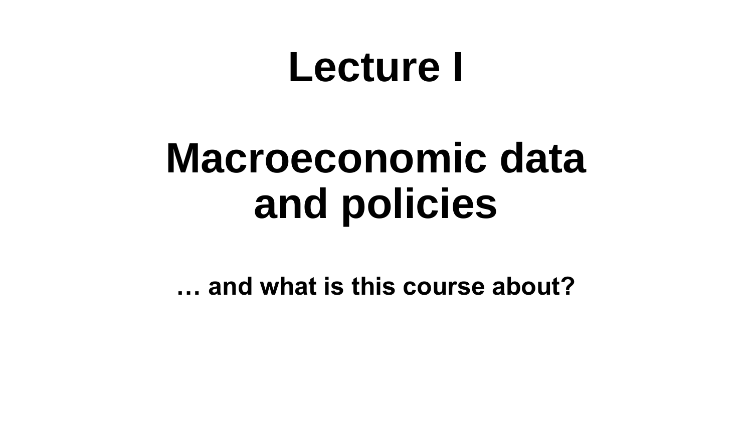# Lecture I

# Macroeconomic data and policies

**… and what is this course about?**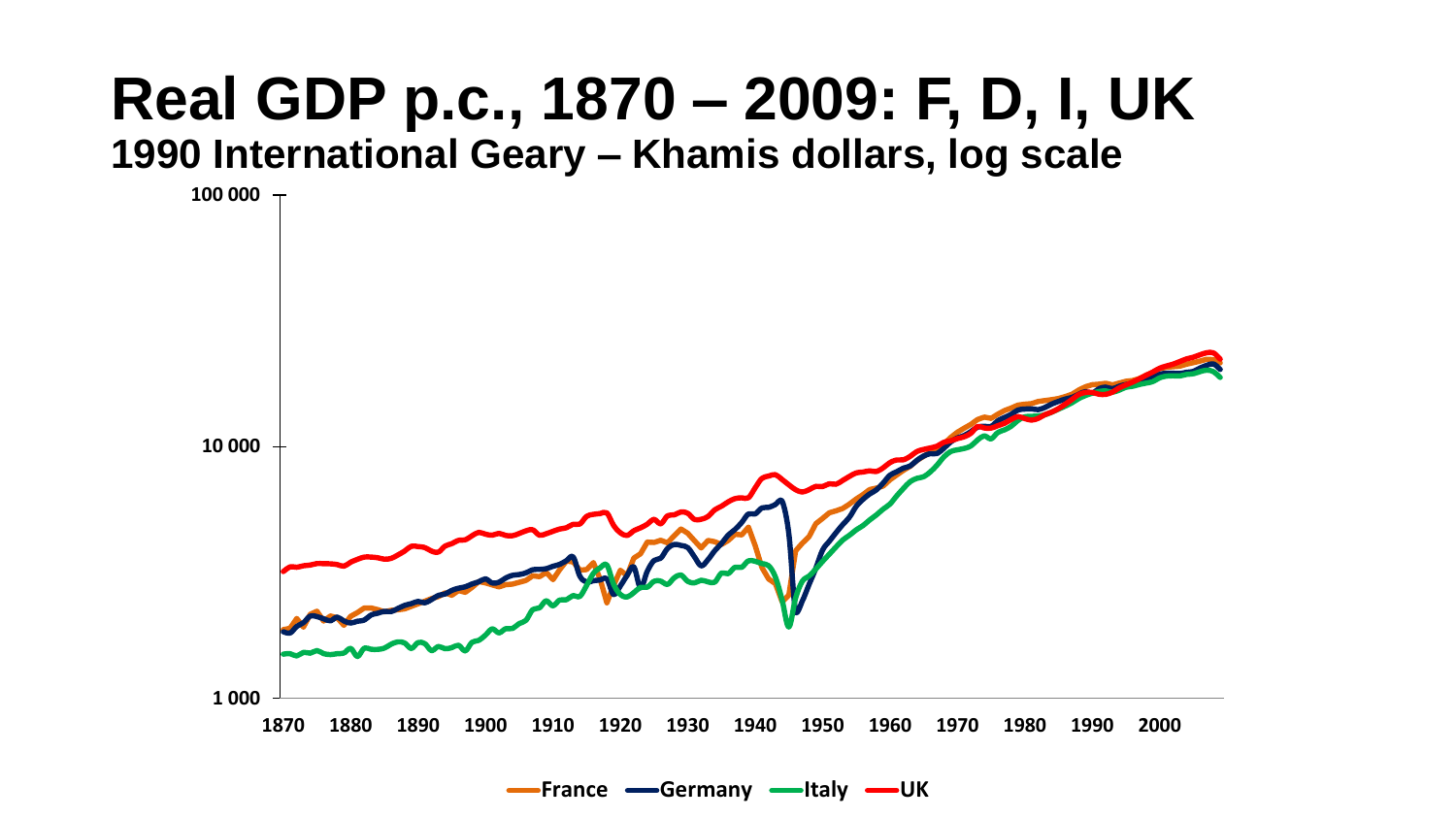# Real GDP p.c., 1870 – 2009: F, D, I, UK

**1990 International Geary – Khamis dollars, log scale**

100 000

10 000

1 000

1870 1880 1890 1900 1910 1920 1930 1940 1950 1960 1970 1980 1990 2000

France Germany Italy UK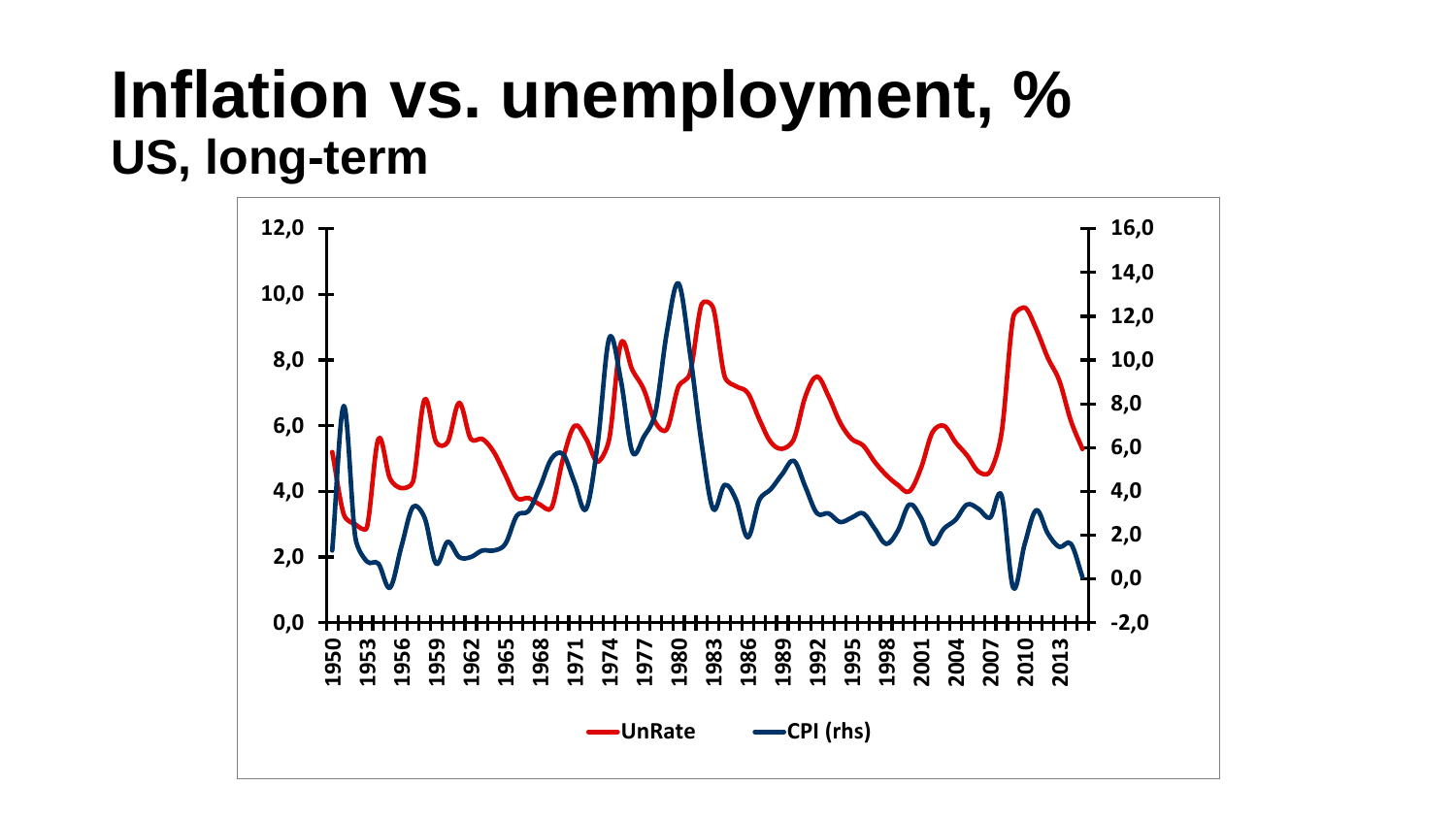# Inflation vs. unemployment, %

## US, long-term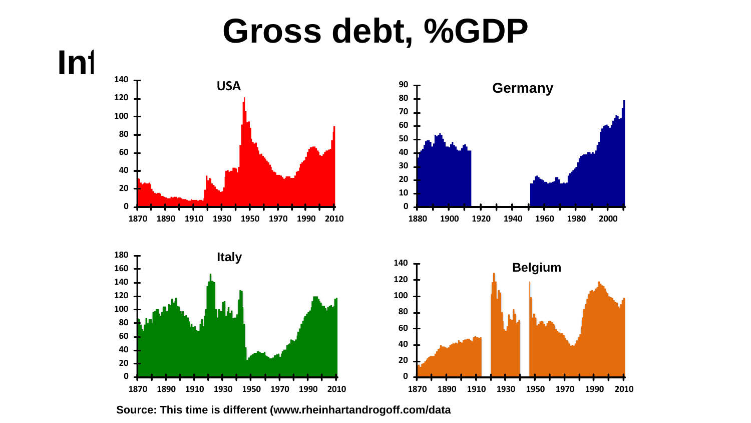# Gross debt, %GDP

Inf

Source: This time is different (www.rheinhartandrogoff.com/data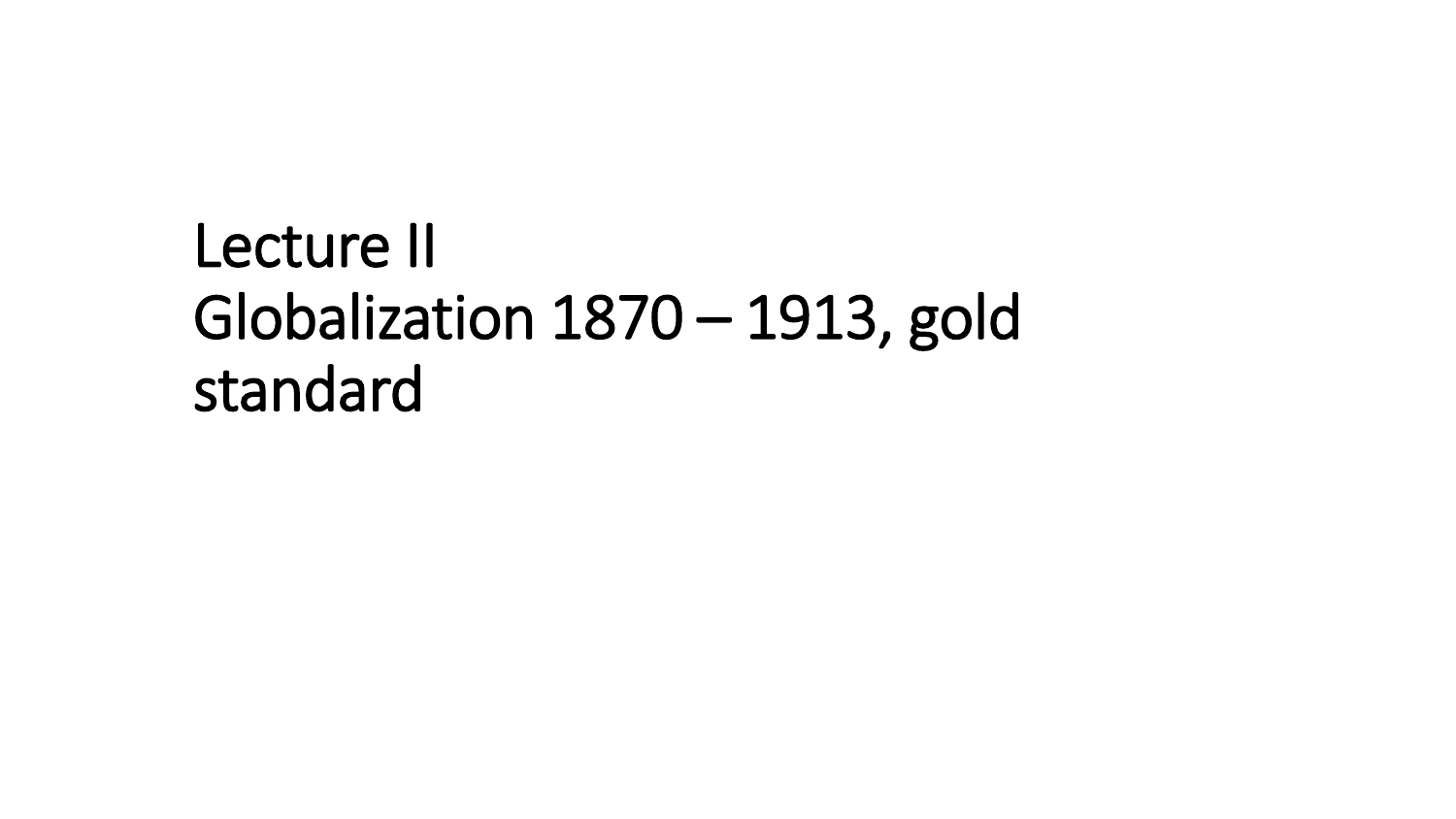# Lecture II
# Globalization 1870 – 1913, gold standard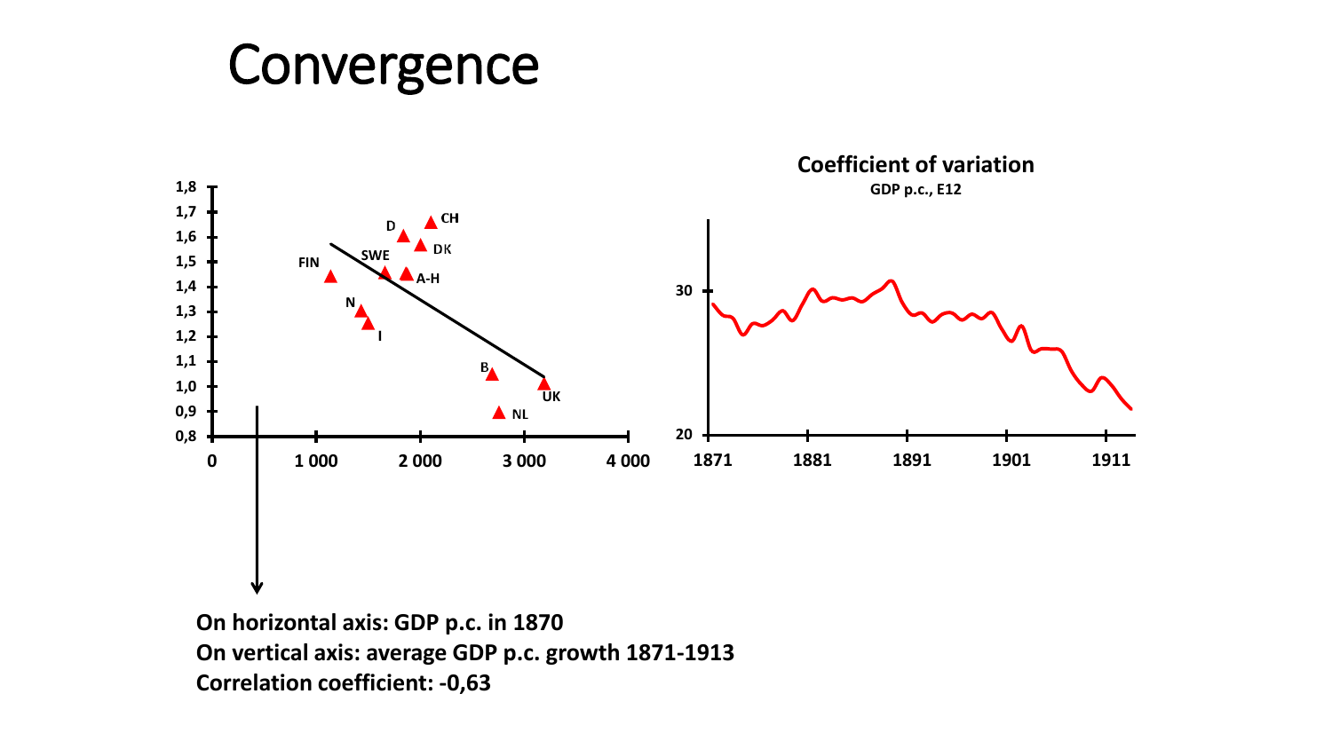# Convergence

**Coefficient of variation**

**GDP p.c., E12**

**On horizontal axis: GDP p.c. in 1870**
**On vertical axis: average GDP p.c. growth 1871-1913**
**Correlation coefficient: -0,63**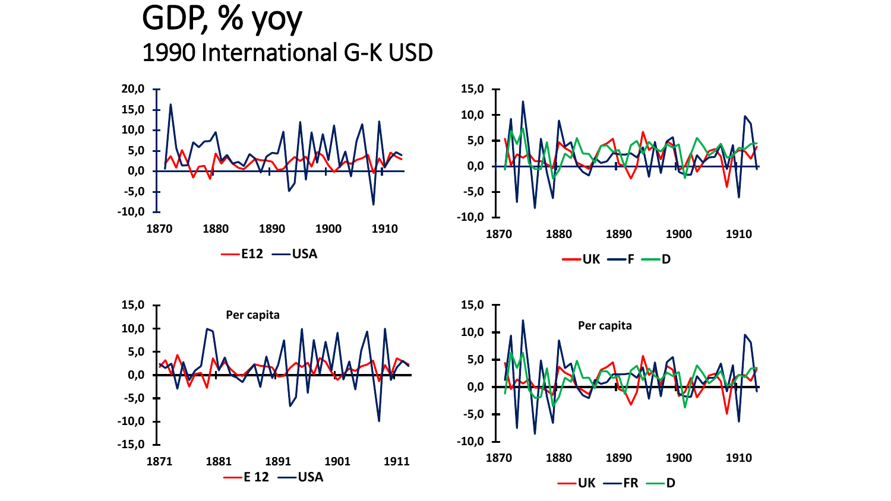# GDP, % yoy

## 1990 International G-K USD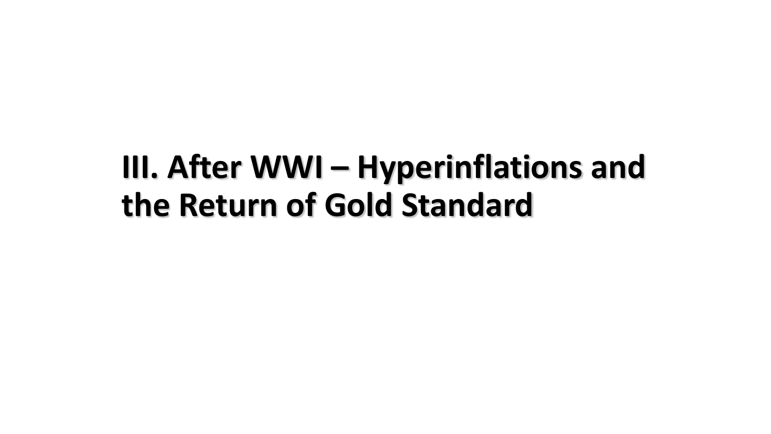# III. After WWI – Hyperinflations and the Return of Gold Standard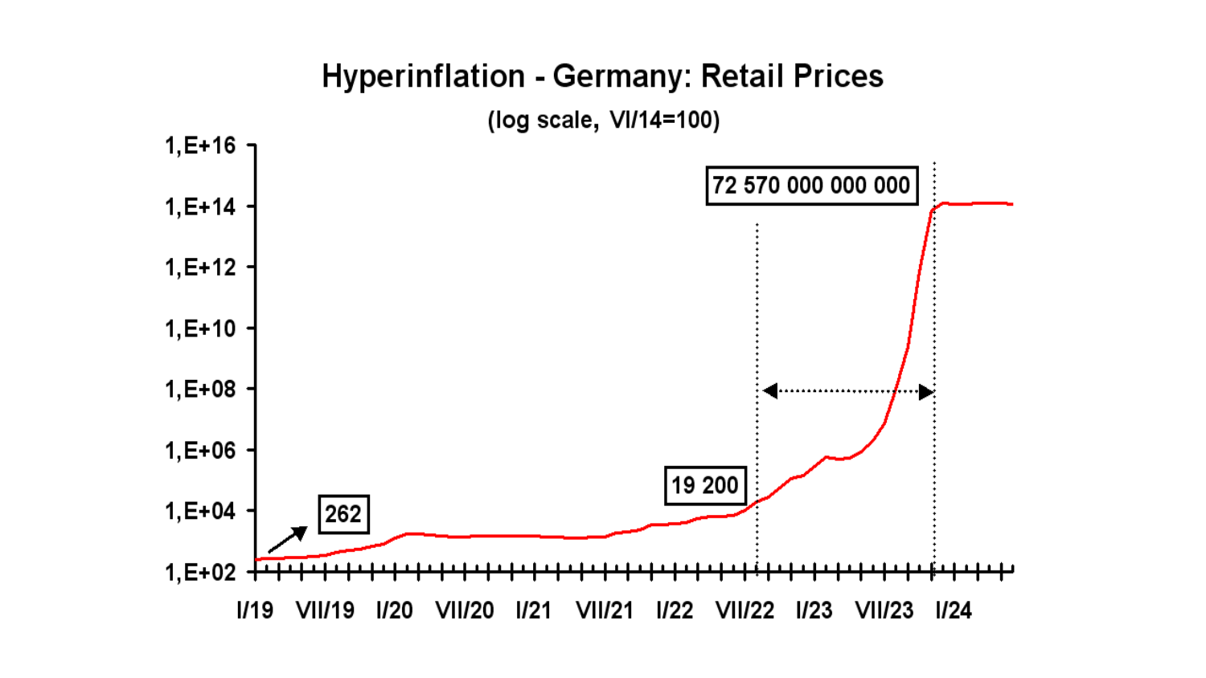# Hyperinflation - Germany: Retail Prices

(log scale, VI/14=100)

1,E+16
1,E+14
1,E+12
1,E+10
1,E+08
1,E+06
1,E+04
1,E+02

I/19 VII/19 I/20 VII/20 I/21 VII/21 I/22 VII/22 I/23 VII/23 I/24

262

19 200

72 570 000 000 000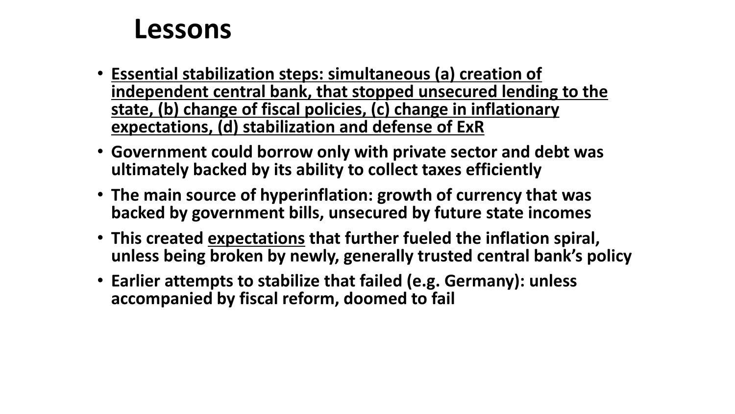# Lessons

- **<u>Essential stabilization steps: simultaneous (a) creation of independent central bank, that stopped unsecured lending to the state, (b) change of fiscal policies, (c) change in inflationary expectations, (d) stabilization and defense of ExR</u>**
- **Government could borrow only with private sector and debt was ultimately backed by its ability to collect taxes efficiently**
- **The main source of hyperinflation: growth of currency that was backed by government bills, unsecured by future state incomes**
- **This created <u>expectations</u> that further fueled the inflation spiral, unless being broken by newly, generally trusted central bank's policy**
- **Earlier attempts to stabilize that failed (e.g. Germany): unless accompanied by fiscal reform, doomed to fail**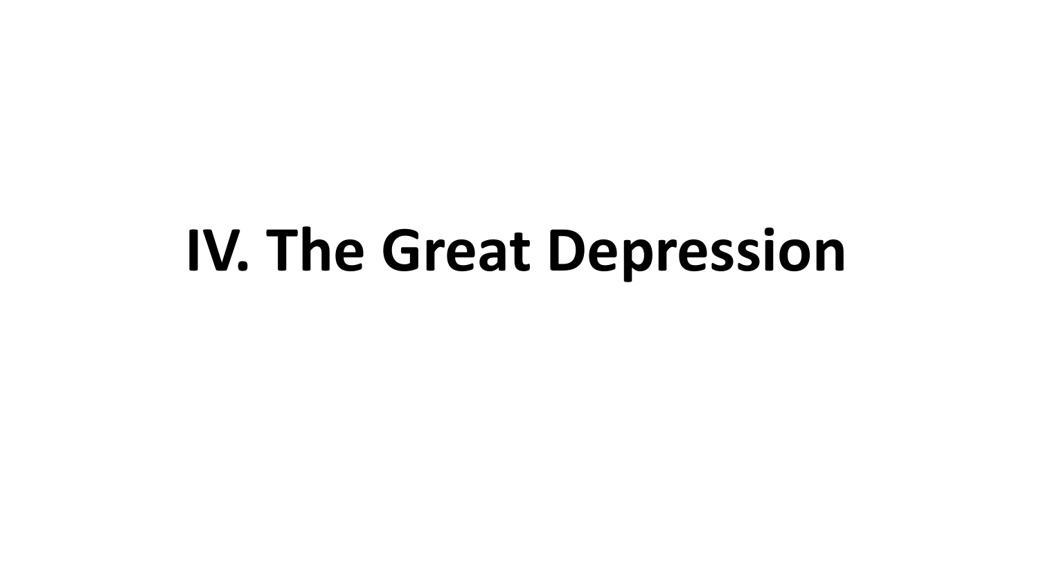# IV. The Great Depression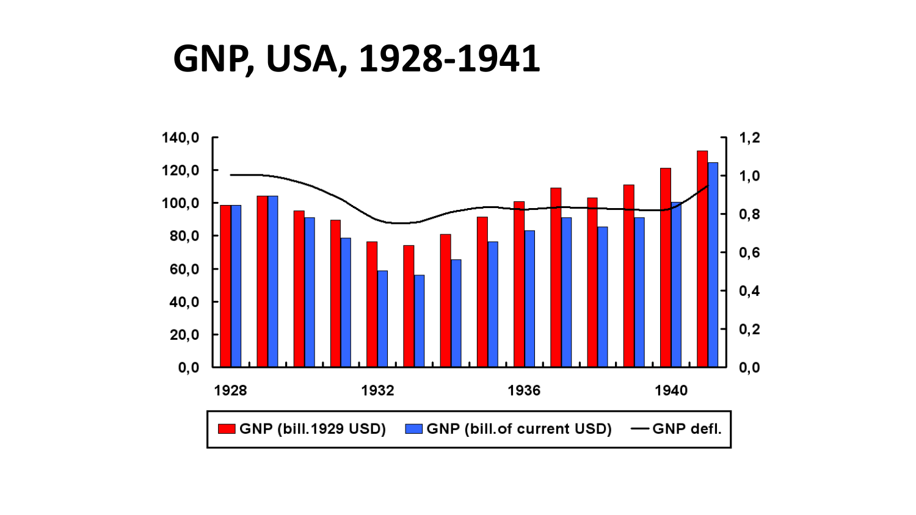# GNP, USA, 1928-1941

GNP (bill.1929 USD) | GNP (bill.of current USD) | GNP defl.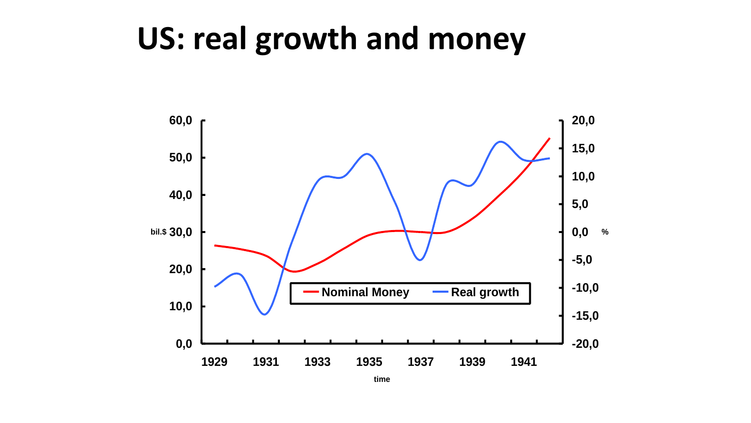# US: real growth and money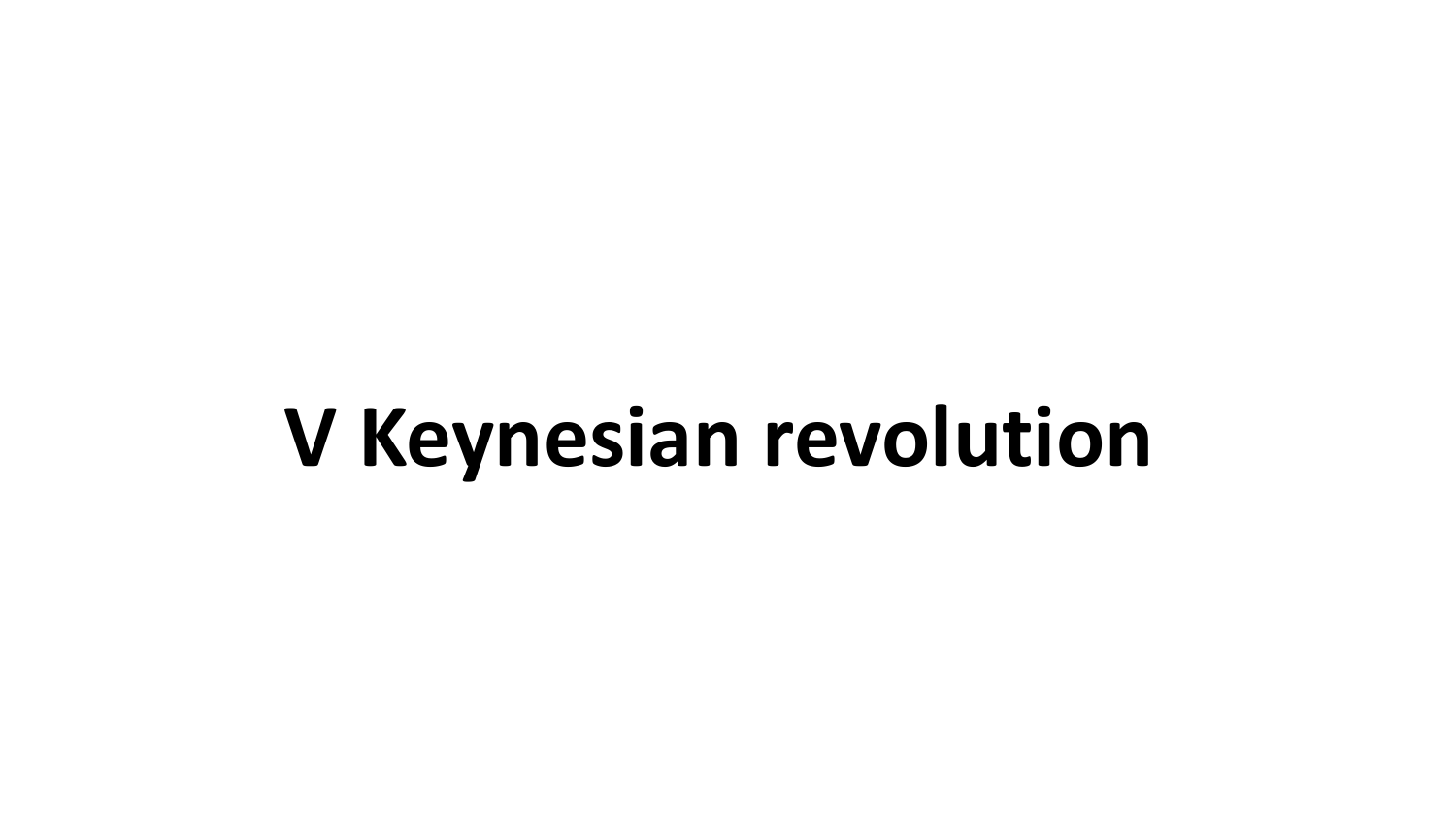# V Keynesian revolution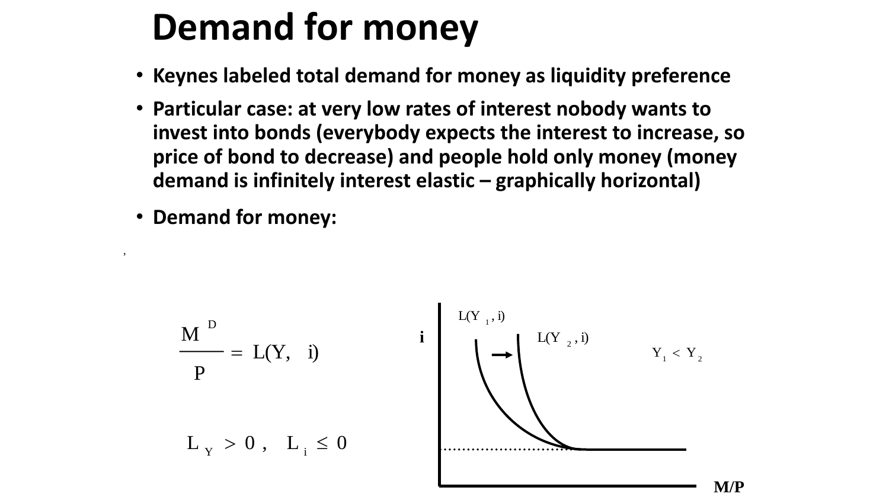# Demand for money

- Keynes labeled total demand for money as liquidity preference
- Particular case: at very low rates of interest nobody wants to invest into bonds (everybody expects the interest to increase, so price of bond to decrease) and people hold only money (money demand is infinitely interest elastic – graphically horizontal)
- Demand for money:

$$\frac{M^D}{P} = L(Y, \; i)$$

$$L_Y > 0, \quad L_i \leq 0$$

i

$L(Y_1, i)$

$L(Y_2, i)$

$Y_1 < Y_2$

M/P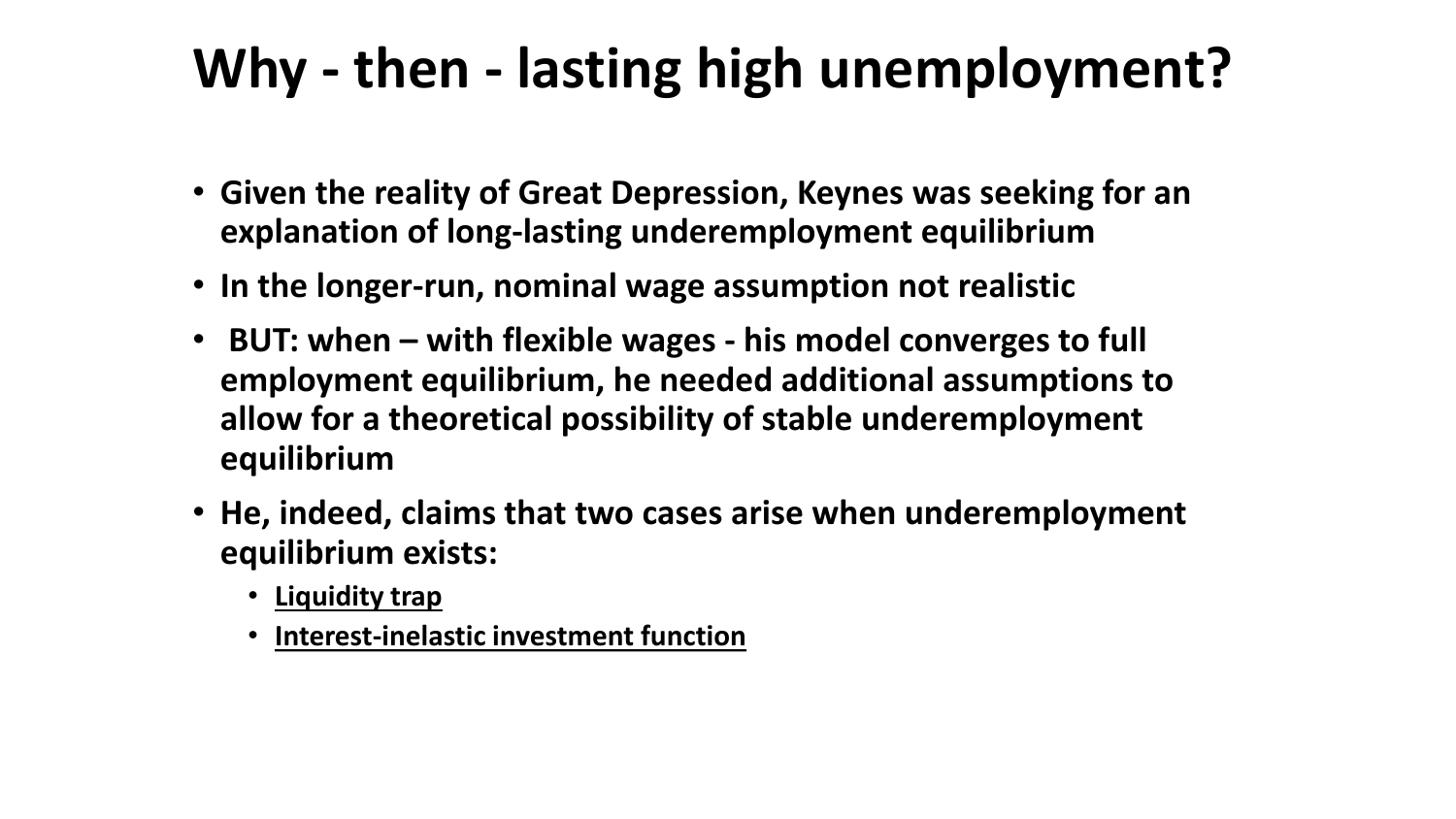# Why - then - lasting high unemployment?

- **Given the reality of Great Depression, Keynes was seeking for an explanation of long-lasting underemployment equilibrium**
- **In the longer-run, nominal wage assumption not realistic**
- **BUT: when – with flexible wages - his model converges to full employment equilibrium, he needed additional assumptions to allow for a theoretical possibility of stable underemployment equilibrium**
- **He, indeed, claims that two cases arise when underemployment equilibrium exists:**
  - **Liquidity trap**
  - **Interest-inelastic investment function**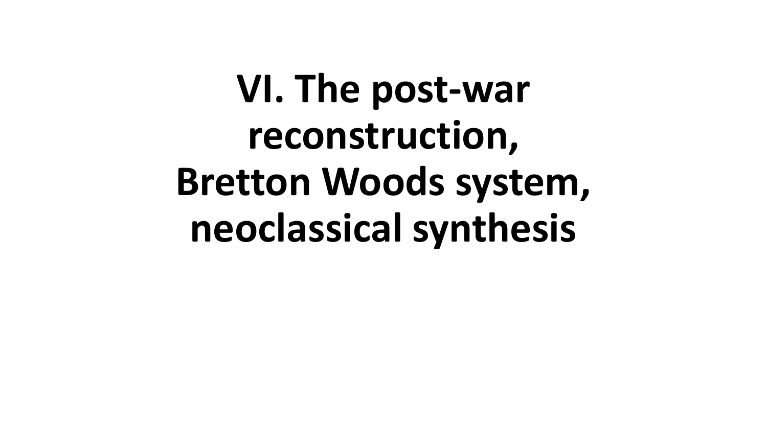# VI. The post-war reconstruction, Bretton Woods system, neoclassical synthesis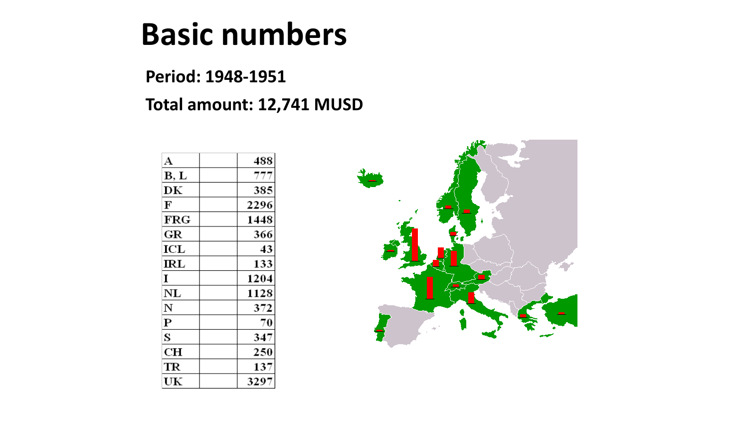# Basic numbers

**Period: 1948-1951**

**Total amount: 12,741 MUSD**

| | | |
|---|---|---|
| A | | 488 |
| B, L | | 777 |
| DK | | 385 |
| F | | 2296 |
| FRG | | 1448 |
| GR | | 366 |
| ICL | | 43 |
| IRL | | 133 |
| I | | 1204 |
| NL | | 1128 |
| N | | 372 |
| P | | 70 |
| S | | 347 |
| CH | | 250 |
| TR | | 137 |
| UK | | 3297 |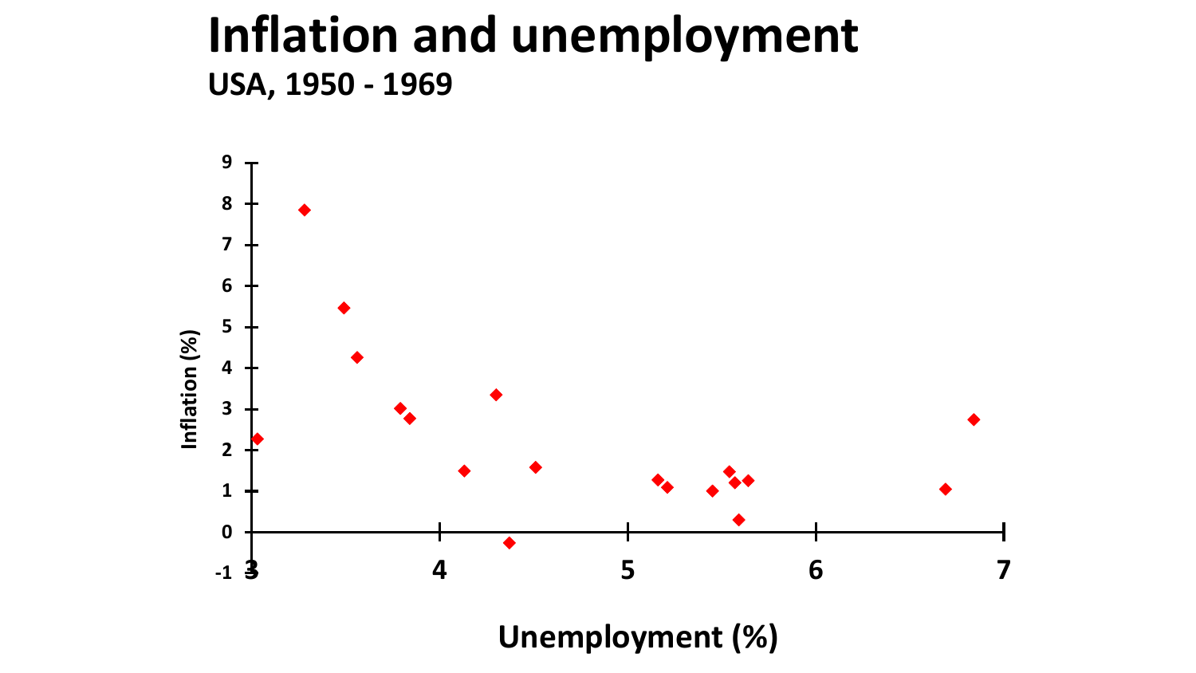# Inflation and unemployment

**USA, 1950 - 1969**

Inflation (%)

9
8
7
6
5
4
3
2
1
0
-1

3 4 5 6 7

Unemployment (%)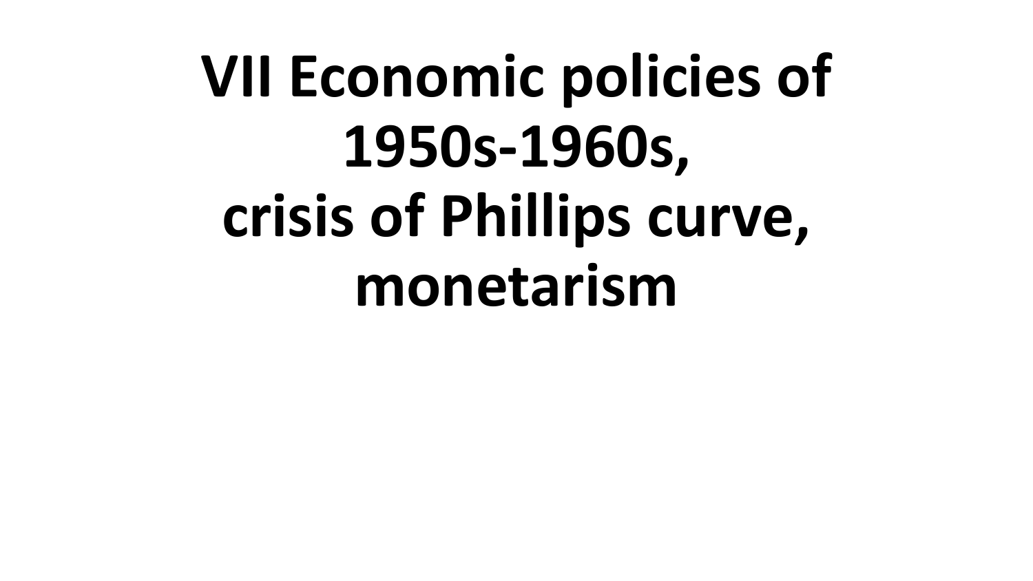# VII Economic policies of 1950s-1960s, crisis of Phillips curve, monetarism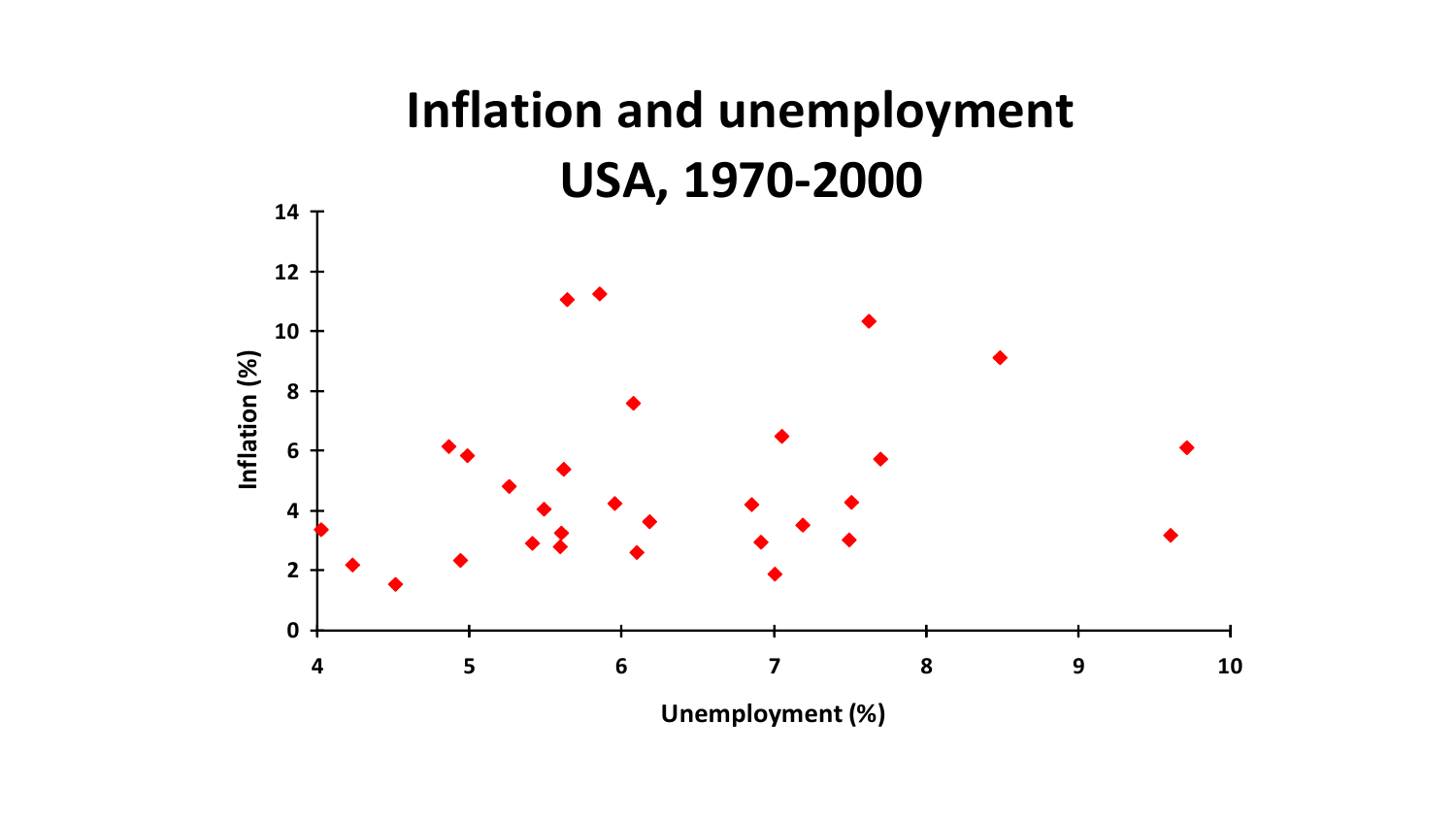# Inflation and unemployment USA, 1970-2000

Inflation (%)

Unemployment (%)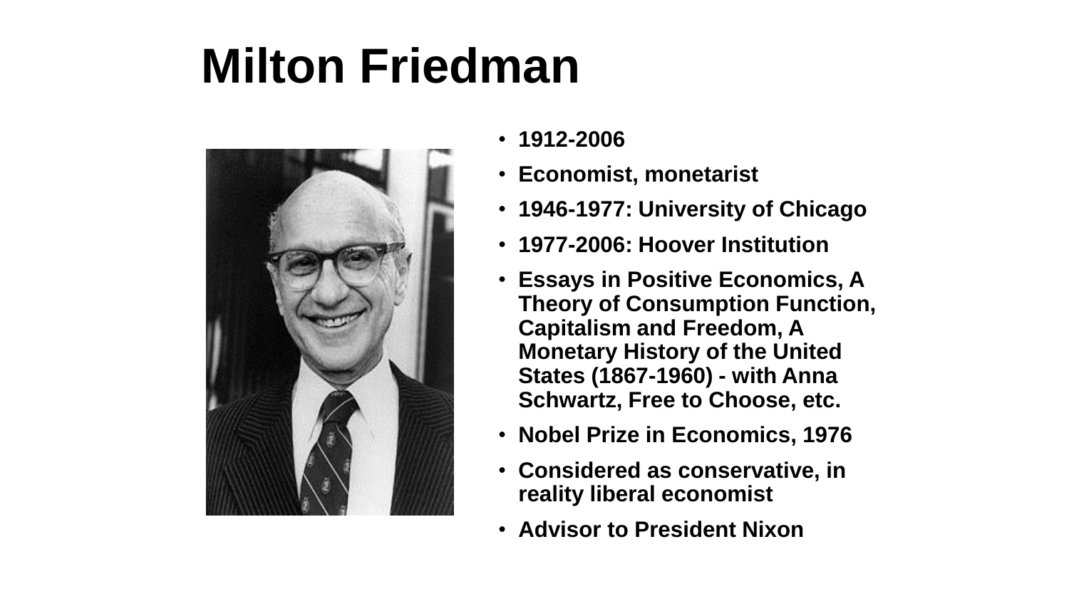# Milton Friedman

- **1912-2006**
- **Economist, monetarist**
- **1946-1977: University of Chicago**
- **1977-2006: Hoover Institution**
- **Essays in Positive Economics, A Theory of Consumption Function, Capitalism and Freedom, A Monetary History of the United States (1867-1960) - with Anna Schwartz, Free to Choose, etc.**
- **Nobel Prize in Economics, 1976**
- **Considered as conservative, in reality liberal economist**
- **Advisor to President Nixon**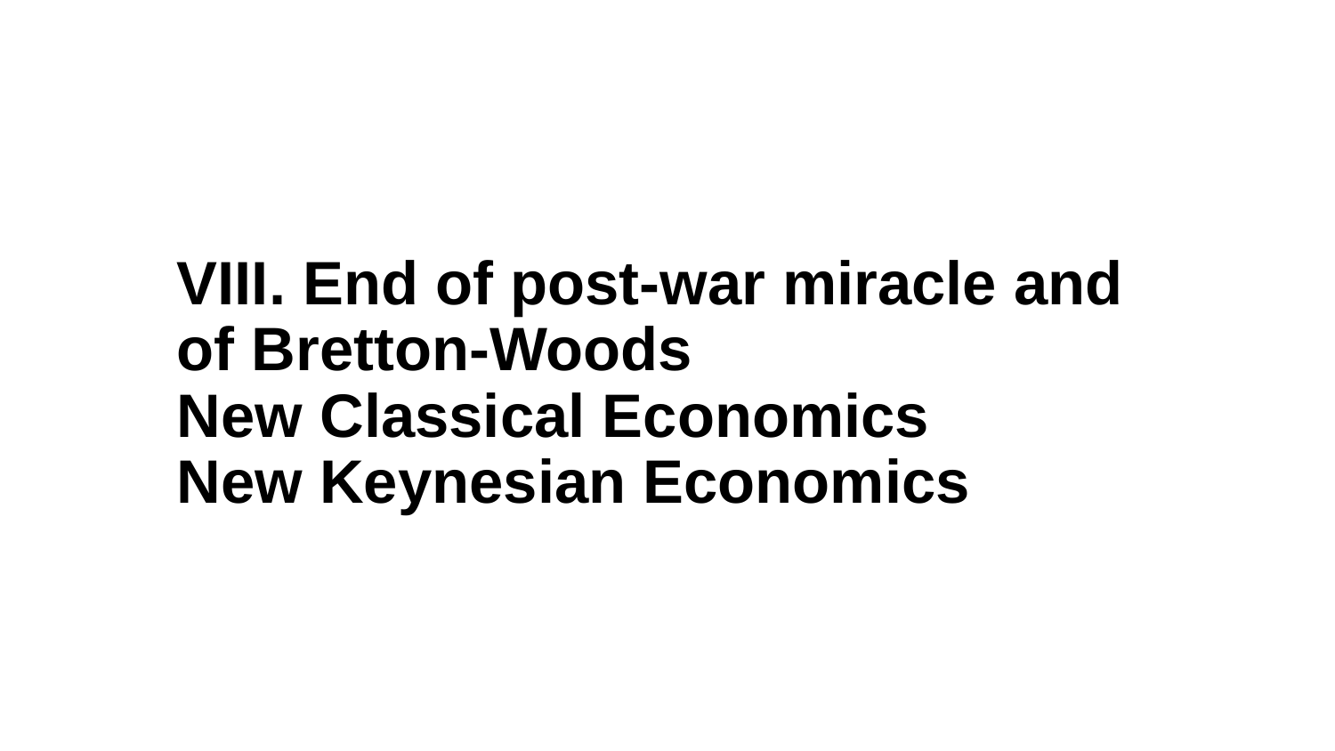# VIII. End of post-war miracle and of Bretton-Woods
# New Classical Economics
# New Keynesian Economics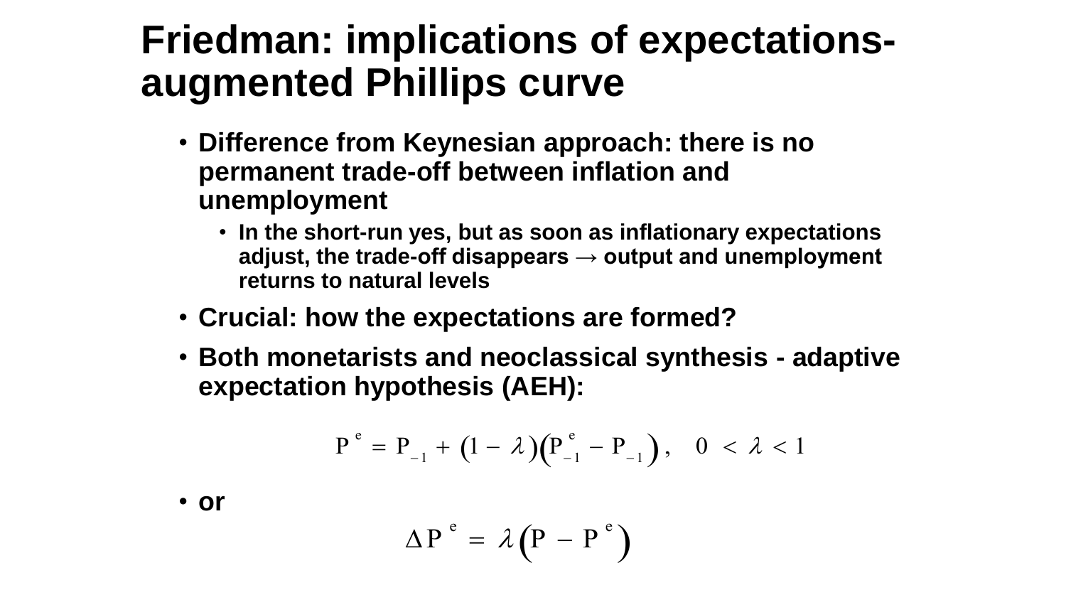# Friedman: implications of expectations-augmented Phillips curve

- **Difference from Keynesian approach: there is no permanent trade-off between inflation and unemployment**
  - **In the short-run yes, but as soon as inflationary expectations adjust, the trade-off disappears → output and unemployment returns to natural levels**
- **Crucial: how the expectations are formed?**
- **Both monetarists and neoclassical synthesis - adaptive expectation hypothesis (AEH):**

$$P^e = P_{-1} + (1 - \lambda)\left(P^e_{-1} - P_{-1}\right), \quad 0 < \lambda < 1$$

- **or**

$$\Delta P^e = \lambda\left(P - P^e\right)$$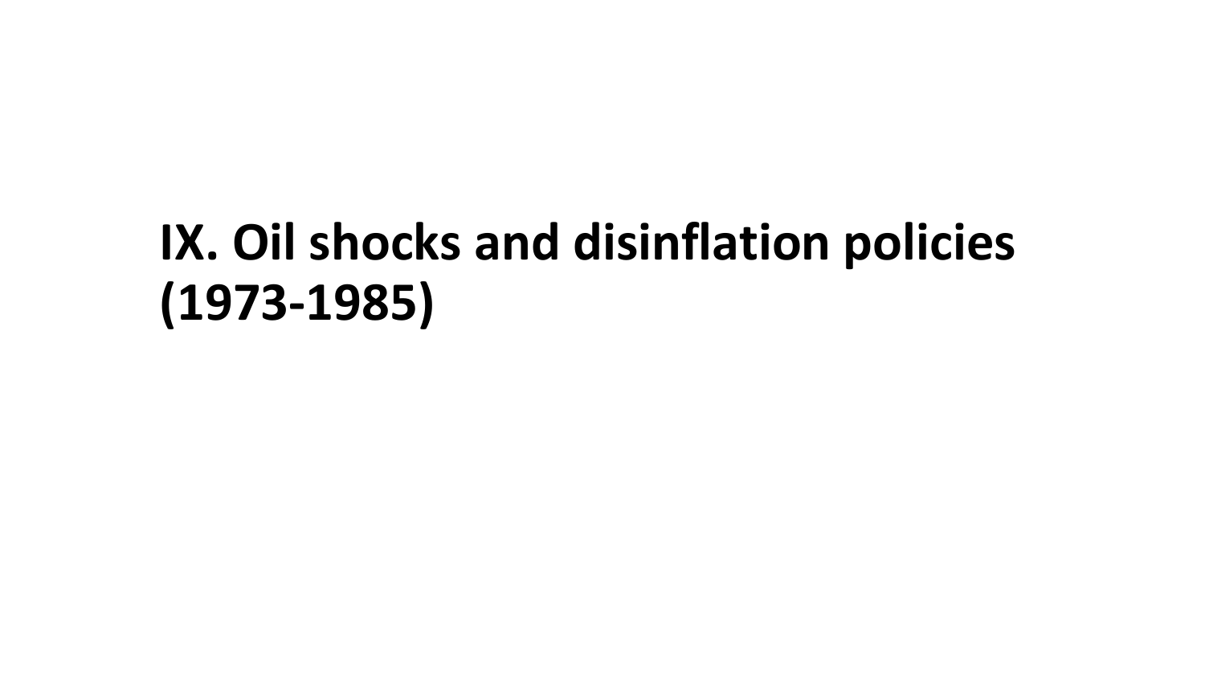# IX. Oil shocks and disinflation policies (1973-1985)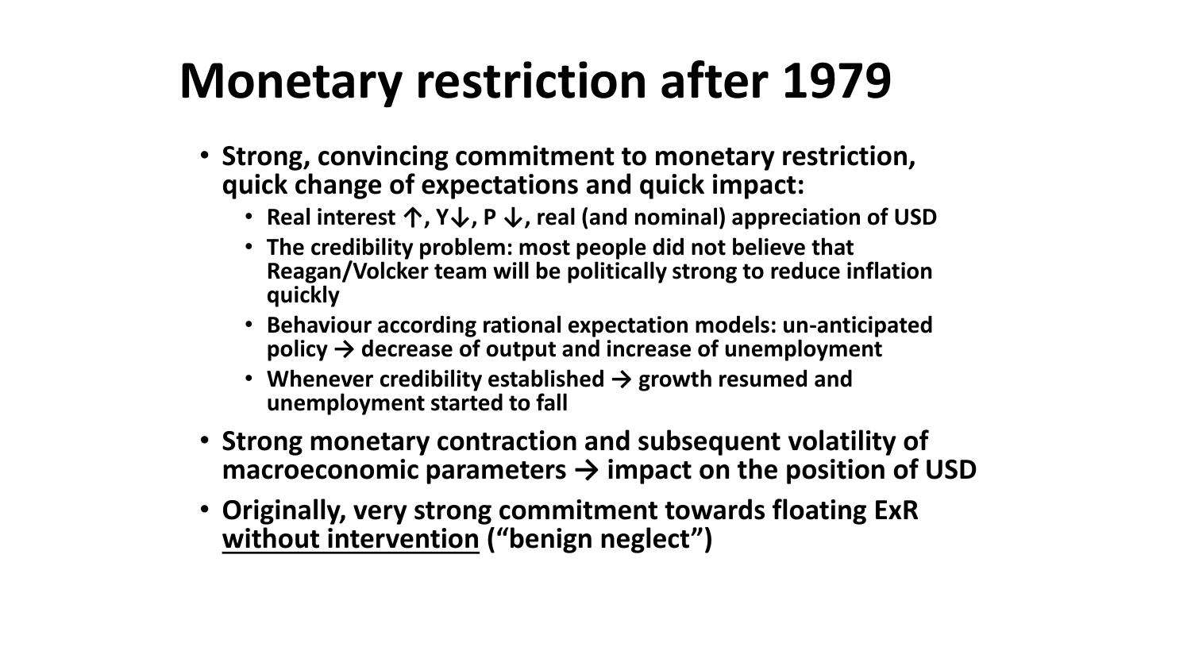# Monetary restriction after 1979

- **Strong, convincing commitment to monetary restriction, quick change of expectations and quick impact:**
  - **Real interest ↑, Y↓, P ↓, real (and nominal) appreciation of USD**
  - **The credibility problem: most people did not believe that Reagan/Volcker team will be politically strong to reduce inflation quickly**
  - **Behaviour according rational expectation models: un-anticipated policy → decrease of output and increase of unemployment**
  - **Whenever credibility established → growth resumed and unemployment started to fall**
- **Strong monetary contraction and subsequent volatility of macroeconomic parameters → impact on the position of USD**
- **Originally, very strong commitment towards floating ExR <u>without intervention</u> ("benign neglect")**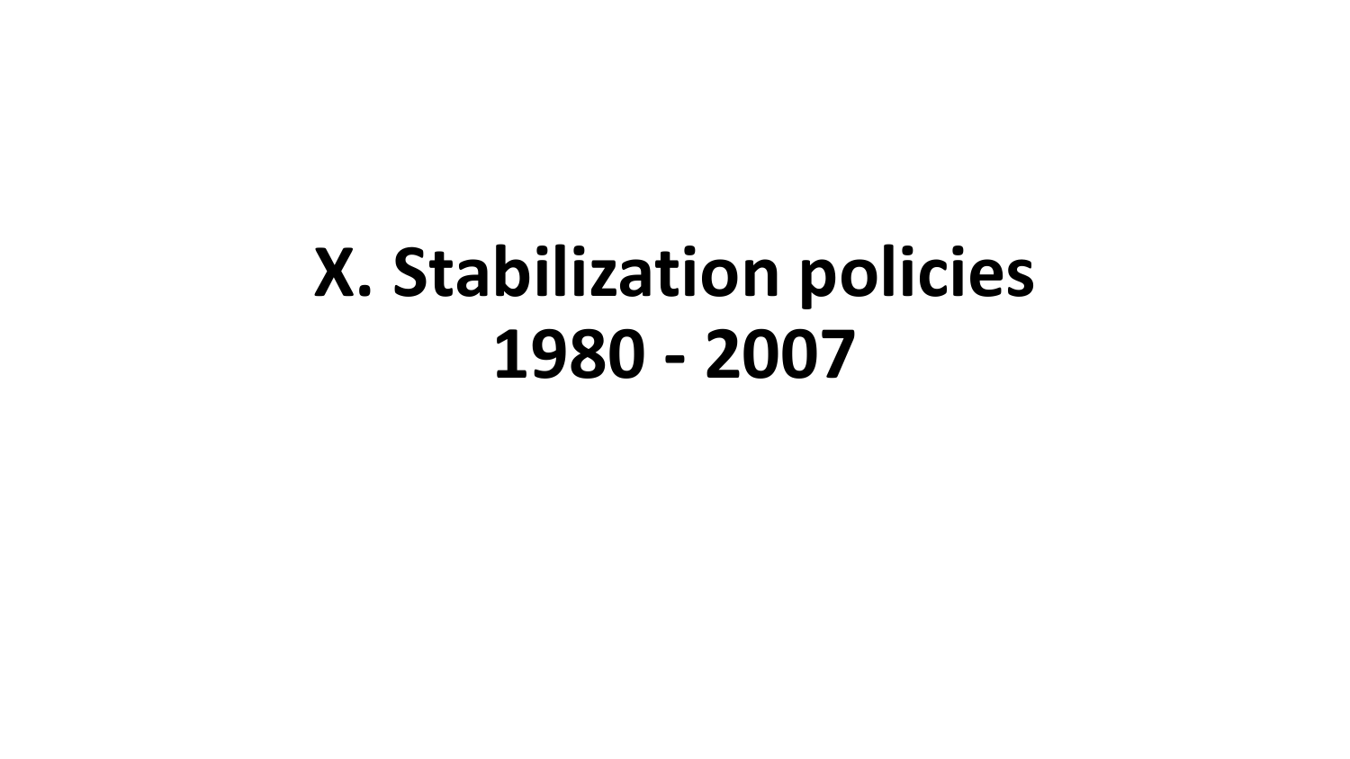# X. Stabilization policies 1980 - 2007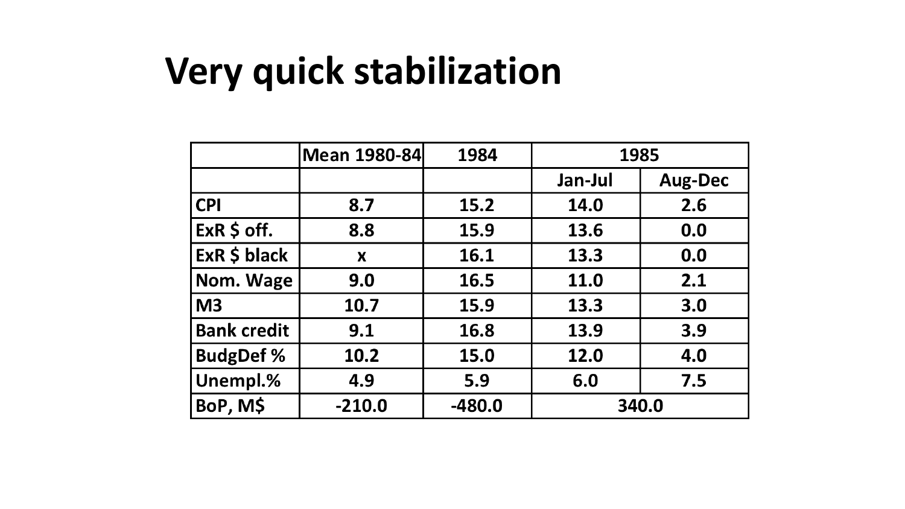# Very quick stabilization

| | Mean 1980-84 | 1984 | 1985 | |
|---|---|---|---|---|
| | | | Jan-Jul | Aug-Dec |
| CPI | 8.7 | 15.2 | 14.0 | 2.6 |
| ExR $ off. | 8.8 | 15.9 | 13.6 | 0.0 |
| ExR $ black | x | 16.1 | 13.3 | 0.0 |
| Nom. Wage | 9.0 | 16.5 | 11.0 | 2.1 |
| M3 | 10.7 | 15.9 | 13.3 | 3.0 |
| Bank credit | 9.1 | 16.8 | 13.9 | 3.9 |
| BudgDef % | 10.2 | 15.0 | 12.0 | 4.0 |
| Unempl.% | 4.9 | 5.9 | 6.0 | 7.5 |
| BoP, M$ | -210.0 | -480.0 | 340.0 | |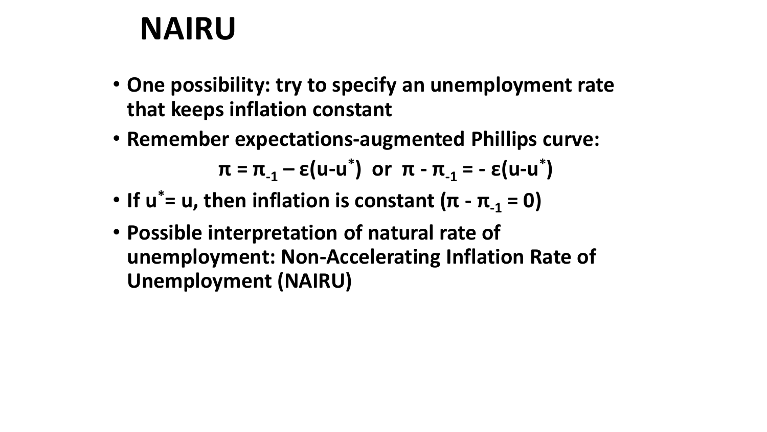# NAIRU

- **One possibility: try to specify an unemployment rate that keeps inflation constant**
- **Remember expectations-augmented Phillips curve:**

$$\pi = \pi_{-1} - \varepsilon(u-u^*) \quad \text{or} \quad \pi - \pi_{-1} = -\varepsilon(u-u^*)$$

- **If $u^* = u$, then inflation is constant ($\pi - \pi_{-1} = 0$)**
- **Possible interpretation of natural rate of unemployment: Non-Accelerating Inflation Rate of Unemployment (NAIRU)**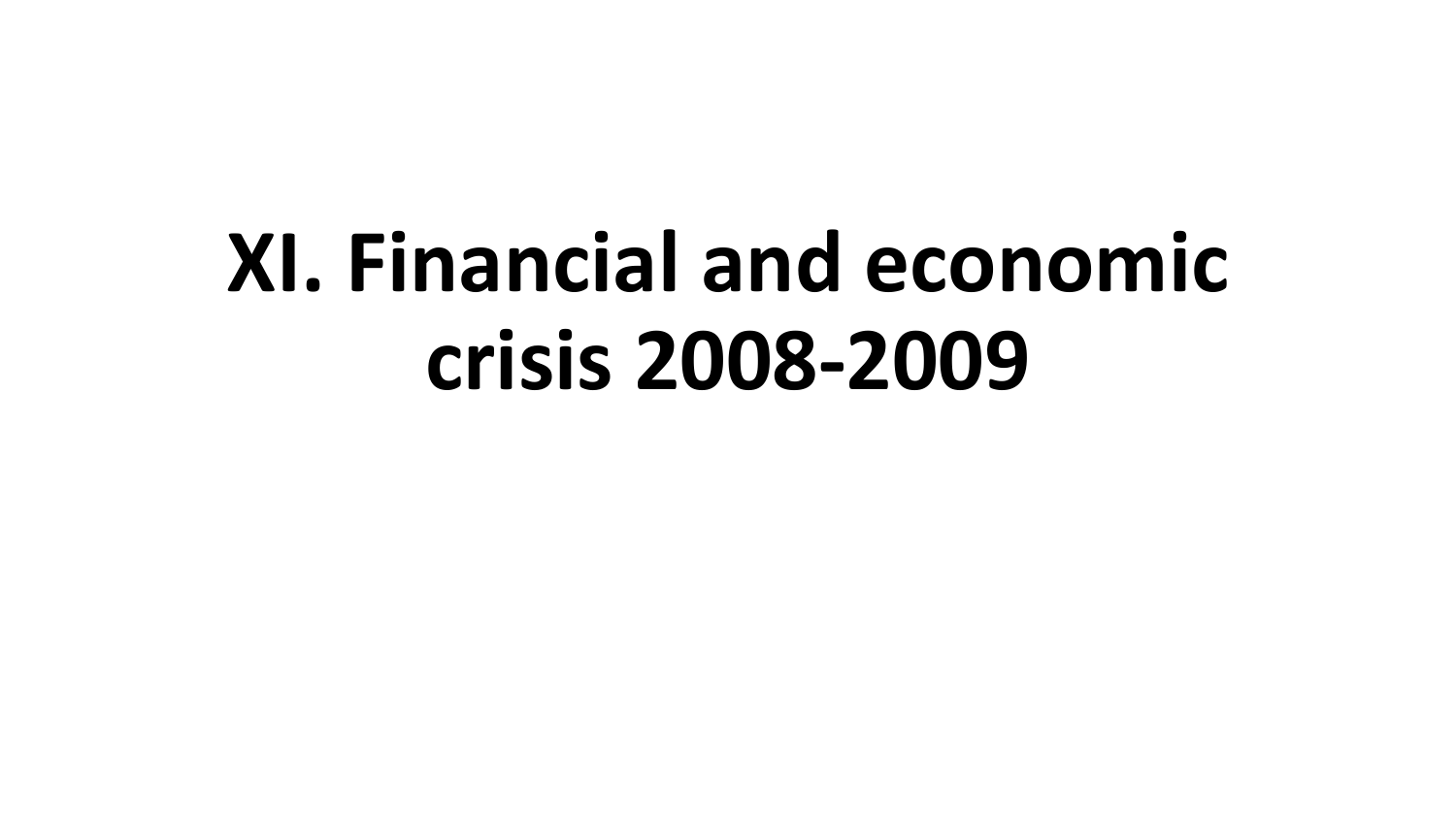# XI. Financial and economic crisis 2008-2009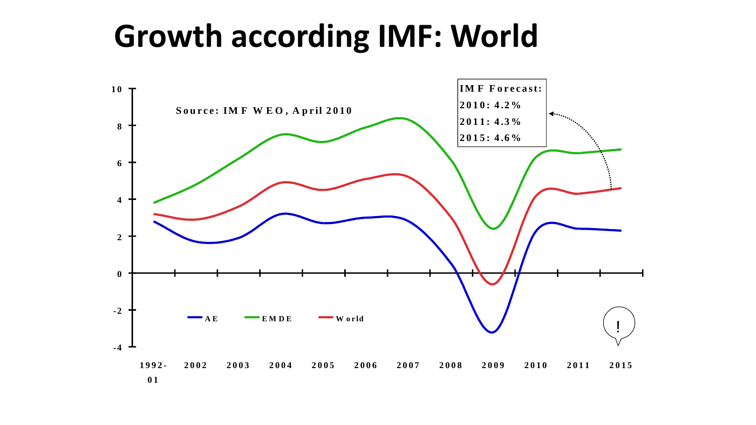# Growth according IMF: World

Source: IMF WEO, April 2010

IMF Forecast:
2010: 4.2%
2011: 4.3%
2015: 4.6%

AE EMDE World

1992-01 2002 2003 2004 2005 2006 2007 2008 2009 2010 2011 2015

!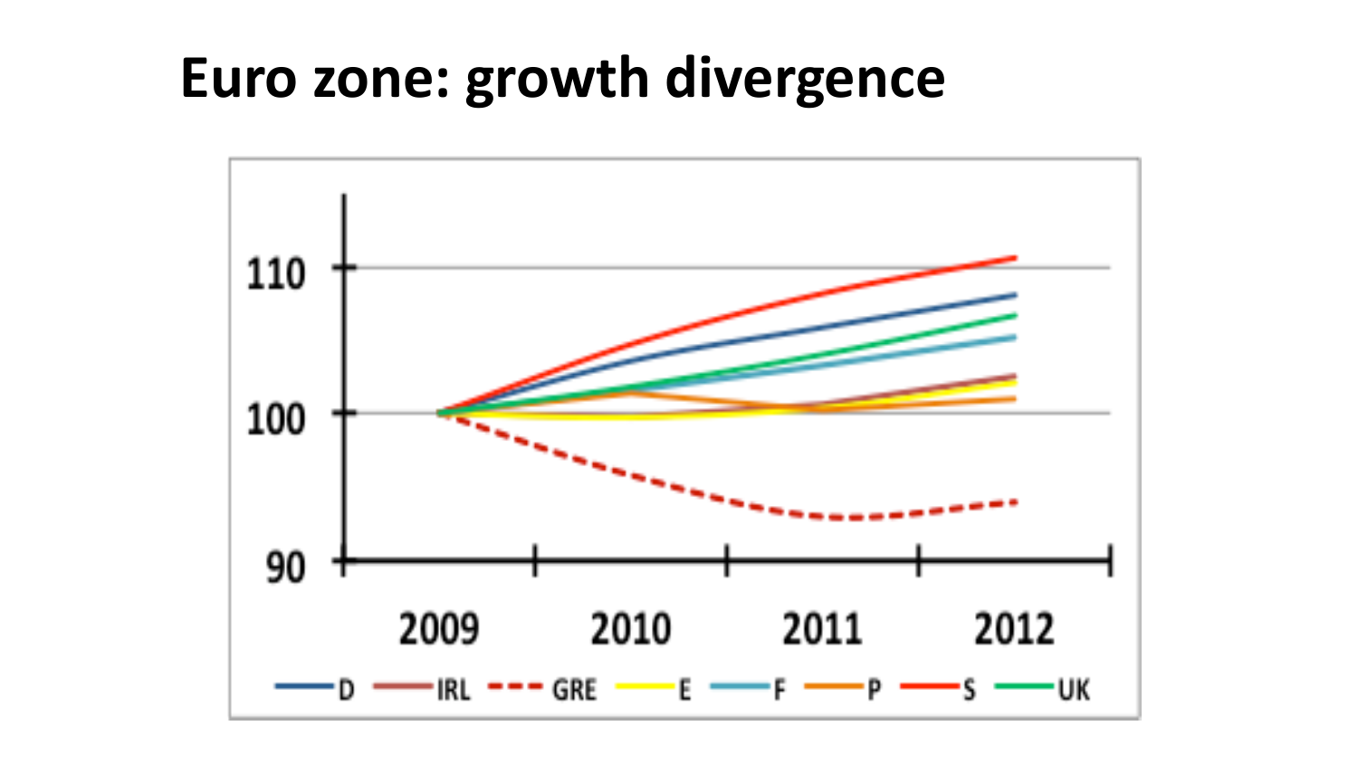# Euro zone: growth divergence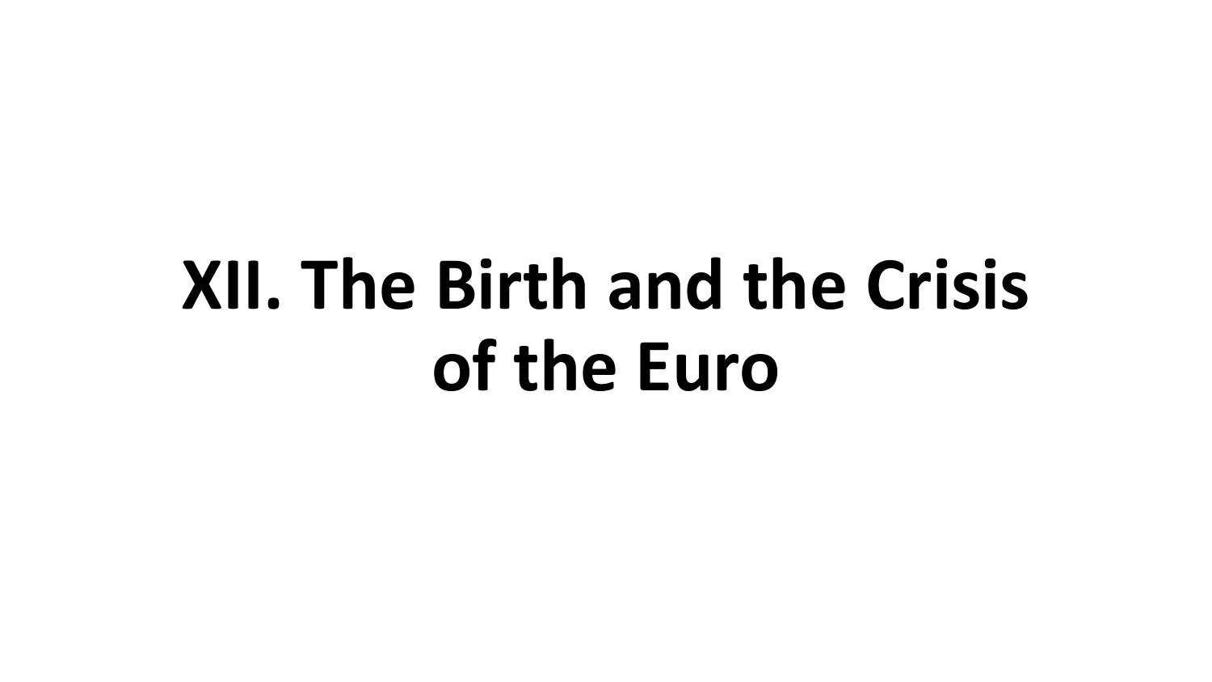# XII. The Birth and the Crisis of the Euro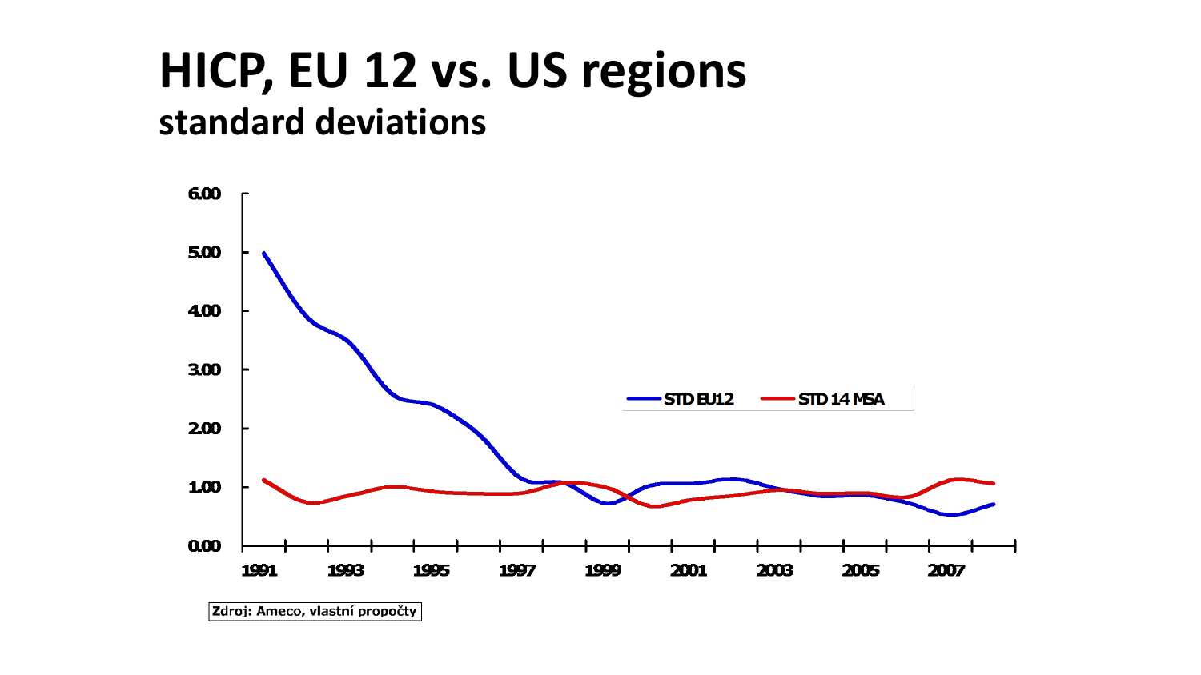# HICP, EU 12 vs. US regions

## standard deviations

Zdroj: Ameco, vlastní propočty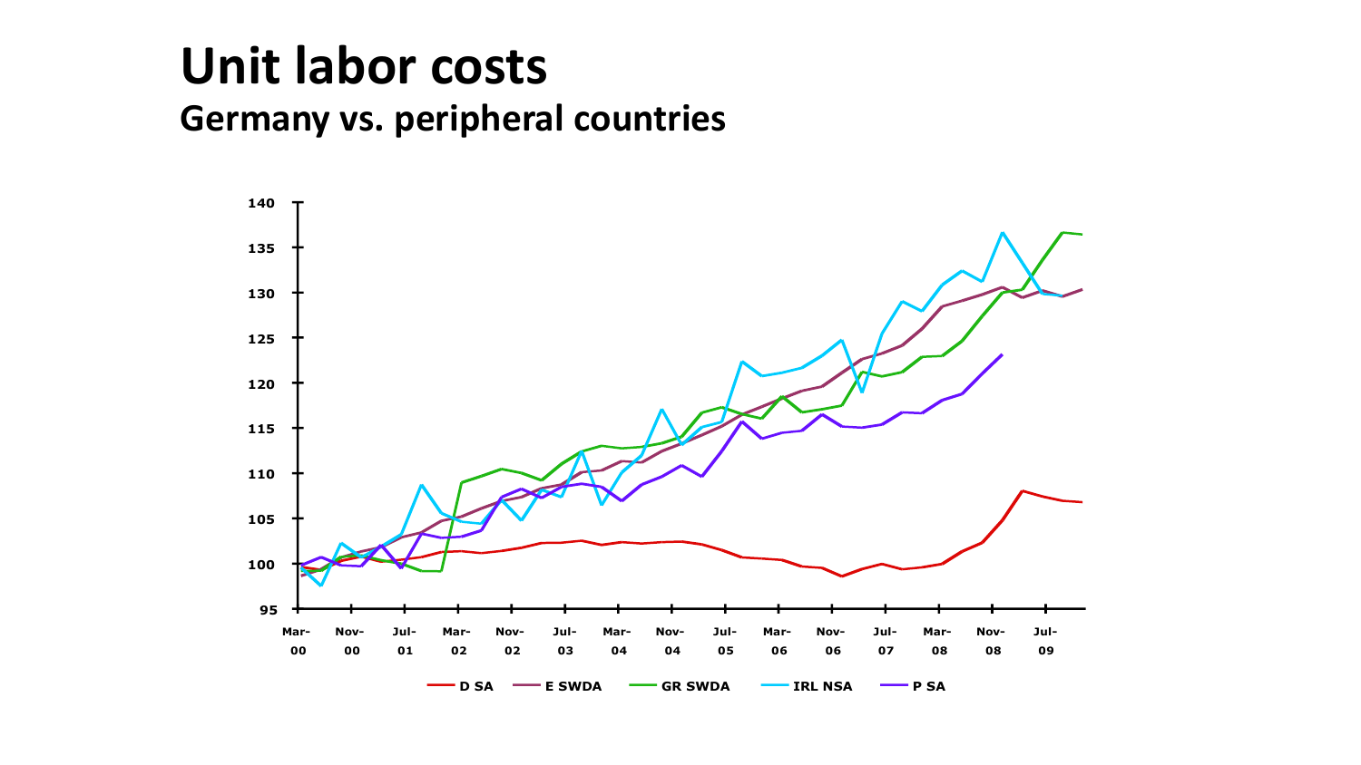# Unit labor costs

## Germany vs. peripheral countries

140
135
130
125
120
115
110
105
100
95

Mar-00 Nov-00 Jul-01 Mar-02 Nov-02 Jul-03 Mar-04 Nov-04 Jul-05 Mar-06 Nov-06 Jul-07 Mar-08 Nov-08 Jul-09

D SA E SWDA GR SWDA IRL NSA P SA